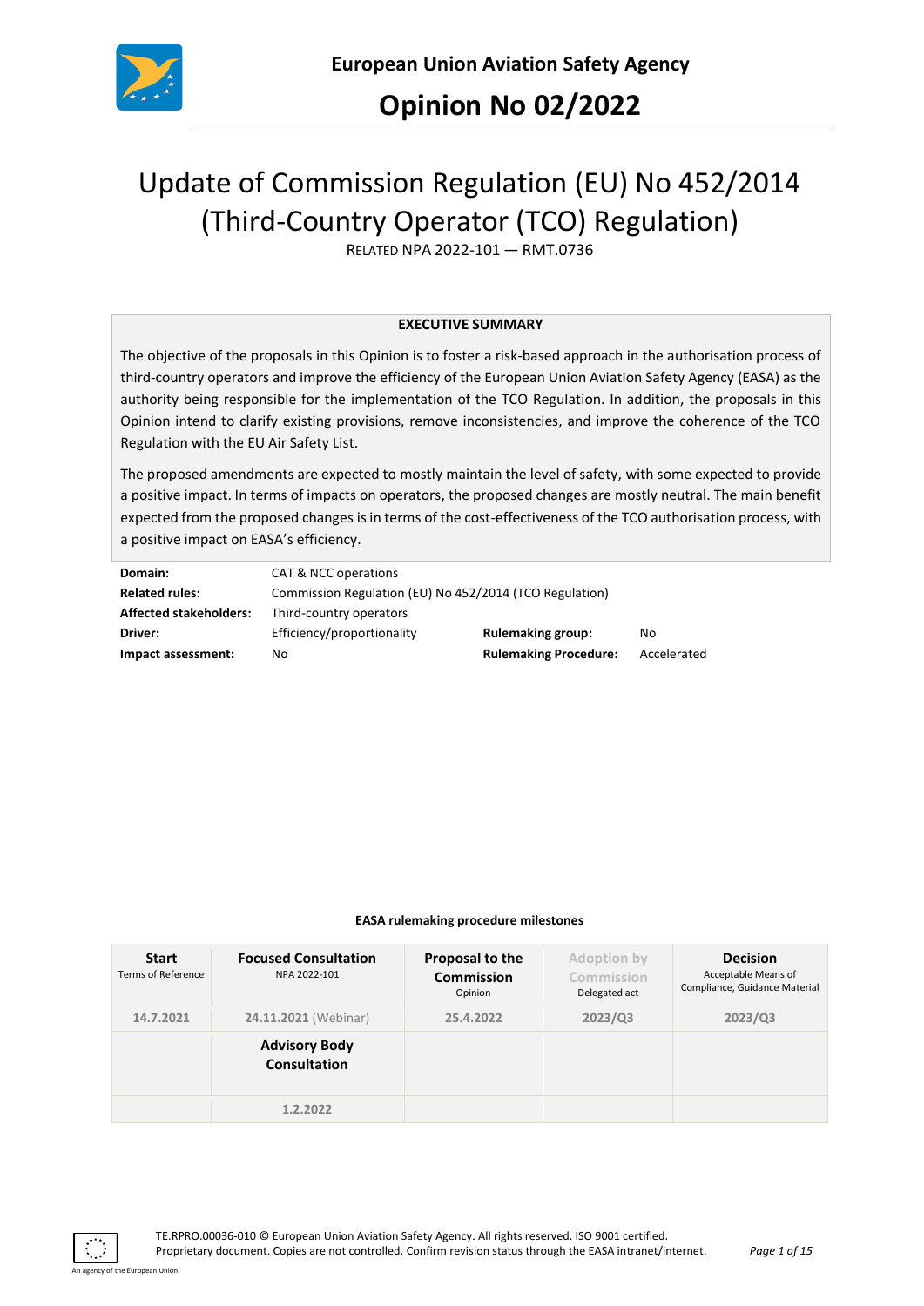# European Union Aviation Safety Agency

# Opinion No 02/2022

## Update of Commission Regulation (EU) No 452/2014 (Third-Country Operator (TCO) Regulation)

RELATED NPA 2022-101 — RMT.0736

**EXECUTIVE SUMMARY**

The objective of the proposals in this Opinion is to foster a risk-based approach in the authorisation process of third-country operators and improve the efficiency of the European Union Aviation Safety Agency (EASA) as the authority being responsible for the implementation of the TCO Regulation. In addition, the proposals in this Opinion intend to clarify existing provisions, remove inconsistencies, and improve the coherence of the TCO Regulation with the EU Air Safety List.

The proposed amendments are expected to mostly maintain the level of safety, with some expected to provide a positive impact. In terms of impacts on operators, the proposed changes are mostly neutral. The main benefit expected from the proposed changes is in terms of the cost-effectiveness of the TCO authorisation process, with a positive impact on EASA's efficiency.

| | | | |
|---|---|---|---|
| **Domain:** | CAT & NCC operations | | |
| **Related rules:** | Commission Regulation (EU) No 452/2014 (TCO Regulation) | | |
| **Affected stakeholders:** | Third-country operators | | |
| **Driver:** | Efficiency/proportionality | **Rulemaking group:** | No |
| **Impact assessment:** | No | **Rulemaking Procedure:** | Accelerated |

**EASA rulemaking procedure milestones**

| **Start** Terms of Reference | **Focused Consultation** NPA 2022-101 | **Proposal to the Commission** Opinion | **Adoption by Commission** Delegated act | **Decision** Acceptable Means of Compliance, Guidance Material |
|---|---|---|---|---|
| 14.7.2021 | 24.11.2021 (Webinar) | 25.4.2022 | 2023/Q3 | 2023/Q3 |
| | **Advisory Body Consultation** | | | |
| | 1.2.2022 | | | |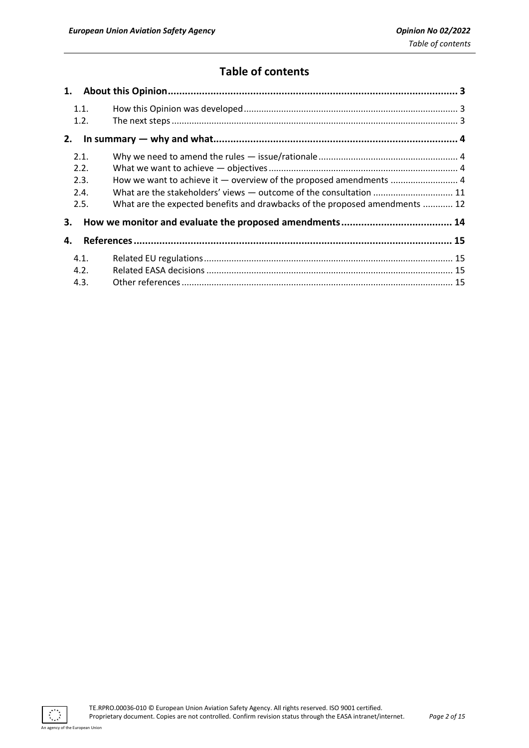# Table of contents

**1. About this Opinion ..... 3**

- 1.1. How this Opinion was developed ..... 3
- 1.2. The next steps ..... 3

**2. In summary — why and what ..... 4**

- 2.1. Why we need to amend the rules — issue/rationale ..... 4
- 2.2. What we want to achieve — objectives ..... 4
- 2.3. How we want to achieve it — overview of the proposed amendments ..... 4
- 2.4. What are the stakeholders' views — outcome of the consultation ..... 11
- 2.5. What are the expected benefits and drawbacks of the proposed amendments ..... 12

**3. How we monitor and evaluate the proposed amendments ..... 14**

**4. References ..... 15**

- 4.1. Related EU regulations ..... 15
- 4.2. Related EASA decisions ..... 15
- 4.3. Other references ..... 15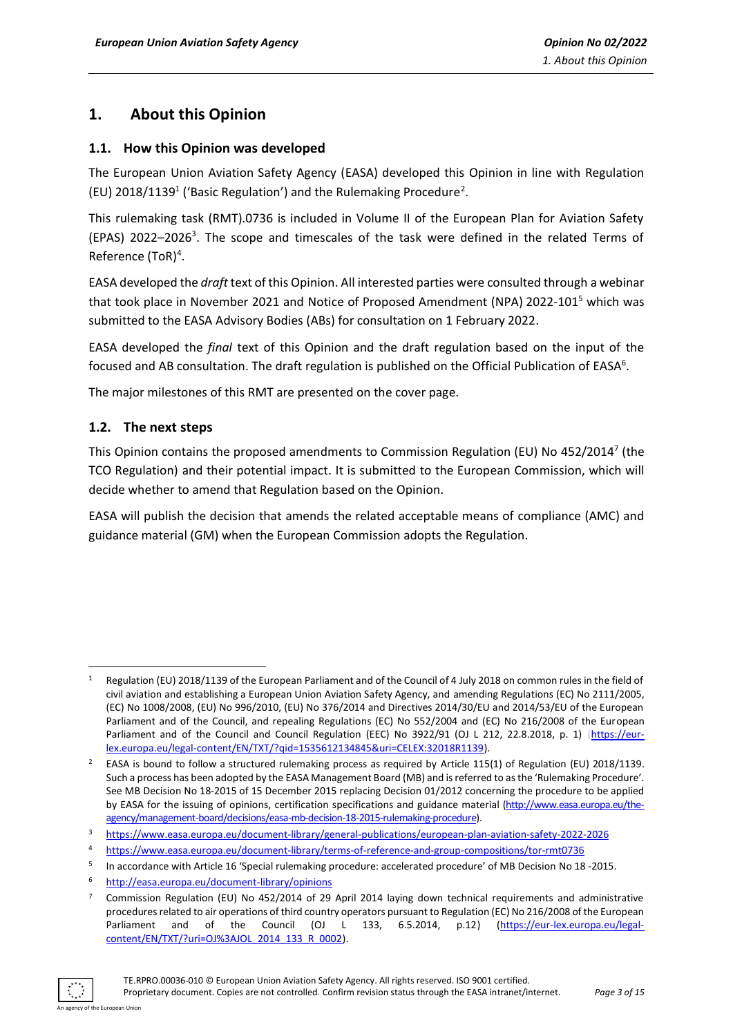# 1. About this Opinion

## 1.1. How this Opinion was developed

The European Union Aviation Safety Agency (EASA) developed this Opinion in line with Regulation (EU) 2018/1139[1] ('Basic Regulation') and the Rulemaking Procedure[2].

This rulemaking task (RMT).0736 is included in Volume II of the European Plan for Aviation Safety (EPAS) 2022–2026[3]. The scope and timescales of the task were defined in the related Terms of Reference (ToR)[4].

EASA developed the *draft* text of this Opinion. All interested parties were consulted through a webinar that took place in November 2021 and Notice of Proposed Amendment (NPA) 2022-101[5] which was submitted to the EASA Advisory Bodies (ABs) for consultation on 1 February 2022.

EASA developed the *final* text of this Opinion and the draft regulation based on the input of the focused and AB consultation. The draft regulation is published on the Official Publication of EASA[6].

The major milestones of this RMT are presented on the cover page.

## 1.2. The next steps

This Opinion contains the proposed amendments to Commission Regulation (EU) No 452/2014[7] (the TCO Regulation) and their potential impact. It is submitted to the European Commission, which will decide whether to amend that Regulation based on the Opinion.

EASA will publish the decision that amends the related acceptable means of compliance (AMC) and guidance material (GM) when the European Commission adopts the Regulation.

---

[1] Regulation (EU) 2018/1139 of the European Parliament and of the Council of 4 July 2018 on common rules in the field of civil aviation and establishing a European Union Aviation Safety Agency, and amending Regulations (EC) No 2111/2005, (EC) No 1008/2008, (EU) No 996/2010, (EU) No 376/2014 and Directives 2014/30/EU and 2014/53/EU of the European Parliament and of the Council, and repealing Regulations (EC) No 552/2004 and (EC) No 216/2008 of the European Parliament and of the Council and Council Regulation (EEC) No 3922/91 (OJ L 212, 22.8.2018, p. 1) (https://eur-lex.europa.eu/legal-content/EN/TXT/?qid=1535612134845&uri=CELEX:32018R1139).

[2] EASA is bound to follow a structured rulemaking process as required by Article 115(1) of Regulation (EU) 2018/1139. Such a process has been adopted by the EASA Management Board (MB) and is referred to as the 'Rulemaking Procedure'. See MB Decision No 18-2015 of 15 December 2015 replacing Decision 01/2012 concerning the procedure to be applied by EASA for the issuing of opinions, certification specifications and guidance material (http://www.easa.europa.eu/the-agency/management-board/decisions/easa-mb-decision-18-2015-rulemaking-procedure).

[3] https://www.easa.europa.eu/document-library/general-publications/european-plan-aviation-safety-2022-2026

[4] https://www.easa.europa.eu/document-library/terms-of-reference-and-group-compositions/tor-rmt0736

[5] In accordance with Article 16 'Special rulemaking procedure: accelerated procedure' of MB Decision No 18 -2015.

[6] http://easa.europa.eu/document-library/opinions

[7] Commission Regulation (EU) No 452/2014 of 29 April 2014 laying down technical requirements and administrative procedures related to air operations of third country operators pursuant to Regulation (EC) No 216/2008 of the European Parliament and of the Council (OJ L 133, 6.5.2014, p.12) (https://eur-lex.europa.eu/legal-content/EN/TXT/?uri=OJ%3AJOL_2014_133_R_0002).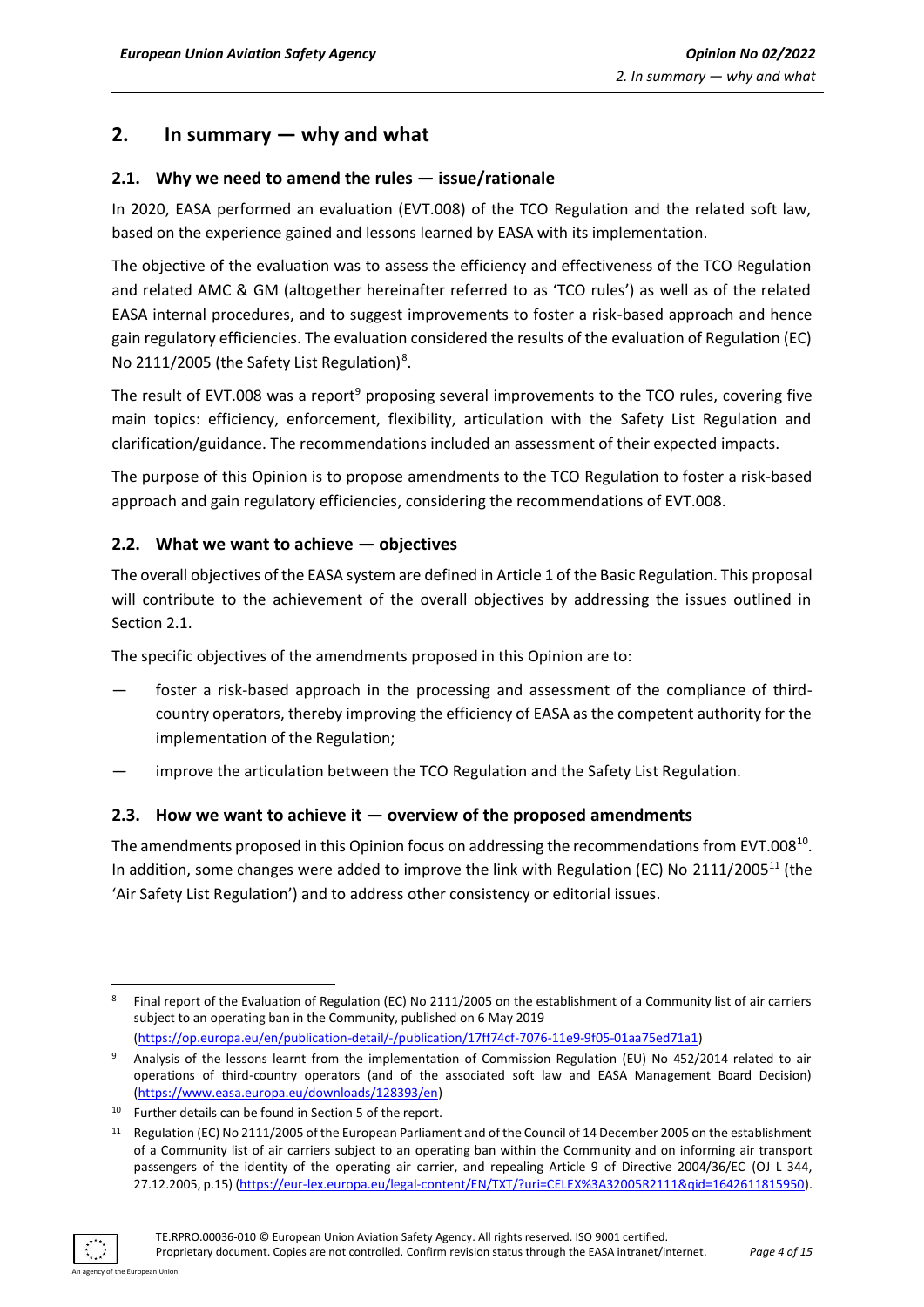## 2. In summary — why and what

### 2.1. Why we need to amend the rules — issue/rationale

In 2020, EASA performed an evaluation (EVT.008) of the TCO Regulation and the related soft law, based on the experience gained and lessons learned by EASA with its implementation.

The objective of the evaluation was to assess the efficiency and effectiveness of the TCO Regulation and related AMC & GM (altogether hereinafter referred to as 'TCO rules') as well as of the related EASA internal procedures, and to suggest improvements to foster a risk-based approach and hence gain regulatory efficiencies. The evaluation considered the results of the evaluation of Regulation (EC) No 2111/2005 (the Safety List Regulation)[8].

The result of EVT.008 was a report[9] proposing several improvements to the TCO rules, covering five main topics: efficiency, enforcement, flexibility, articulation with the Safety List Regulation and clarification/guidance. The recommendations included an assessment of their expected impacts.

The purpose of this Opinion is to propose amendments to the TCO Regulation to foster a risk-based approach and gain regulatory efficiencies, considering the recommendations of EVT.008.

### 2.2. What we want to achieve — objectives

The overall objectives of the EASA system are defined in Article 1 of the Basic Regulation. This proposal will contribute to the achievement of the overall objectives by addressing the issues outlined in Section 2.1.

The specific objectives of the amendments proposed in this Opinion are to:

— foster a risk-based approach in the processing and assessment of the compliance of third-country operators, thereby improving the efficiency of EASA as the competent authority for the implementation of the Regulation;

— improve the articulation between the TCO Regulation and the Safety List Regulation.

### 2.3. How we want to achieve it — overview of the proposed amendments

The amendments proposed in this Opinion focus on addressing the recommendations from EVT.008[10]. In addition, some changes were added to improve the link with Regulation (EC) No 2111/2005[11] (the 'Air Safety List Regulation') and to address other consistency or editorial issues.

---

[8] Final report of the Evaluation of Regulation (EC) No 2111/2005 on the establishment of a Community list of air carriers subject to an operating ban in the Community, published on 6 May 2019 (https://op.europa.eu/en/publication-detail/-/publication/17ff74cf-7076-11e9-9f05-01aa75ed71a1)

[9] Analysis of the lessons learnt from the implementation of Commission Regulation (EU) No 452/2014 related to air operations of third-country operators (and of the associated soft law and EASA Management Board Decision) (https://www.easa.europa.eu/downloads/128393/en)

[10] Further details can be found in Section 5 of the report.

[11] Regulation (EC) No 2111/2005 of the European Parliament and of the Council of 14 December 2005 on the establishment of a Community list of air carriers subject to an operating ban within the Community and on informing air transport passengers of the identity of the operating air carrier, and repealing Article 9 of Directive 2004/36/EC (OJ L 344, 27.12.2005, p.15) (https://eur-lex.europa.eu/legal-content/EN/TXT/?uri=CELEX%3A32005R2111&qid=1642611815950).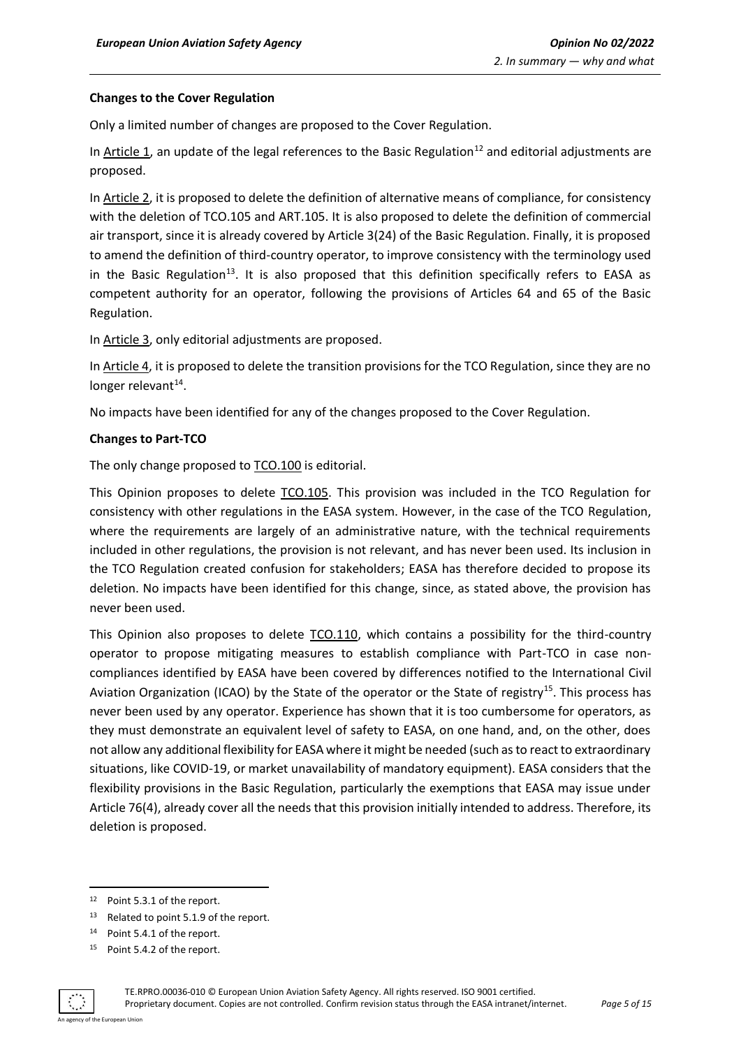**Changes to the Cover Regulation**

Only a limited number of changes are proposed to the Cover Regulation.

In Article 1, an update of the legal references to the Basic Regulation[12] and editorial adjustments are proposed.

In Article 2, it is proposed to delete the definition of alternative means of compliance, for consistency with the deletion of TCO.105 and ART.105. It is also proposed to delete the definition of commercial air transport, since it is already covered by Article 3(24) of the Basic Regulation. Finally, it is proposed to amend the definition of third-country operator, to improve consistency with the terminology used in the Basic Regulation[13]. It is also proposed that this definition specifically refers to EASA as competent authority for an operator, following the provisions of Articles 64 and 65 of the Basic Regulation.

In Article 3, only editorial adjustments are proposed.

In Article 4, it is proposed to delete the transition provisions for the TCO Regulation, since they are no longer relevant[14].

No impacts have been identified for any of the changes proposed to the Cover Regulation.

**Changes to Part-TCO**

The only change proposed to TCO.100 is editorial.

This Opinion proposes to delete TCO.105. This provision was included in the TCO Regulation for consistency with other regulations in the EASA system. However, in the case of the TCO Regulation, where the requirements are largely of an administrative nature, with the technical requirements included in other regulations, the provision is not relevant, and has never been used. Its inclusion in the TCO Regulation created confusion for stakeholders; EASA has therefore decided to propose its deletion. No impacts have been identified for this change, since, as stated above, the provision has never been used.

This Opinion also proposes to delete TCO.110, which contains a possibility for the third-country operator to propose mitigating measures to establish compliance with Part-TCO in case non-compliances identified by EASA have been covered by differences notified to the International Civil Aviation Organization (ICAO) by the State of the operator or the State of registry[15]. This process has never been used by any operator. Experience has shown that it is too cumbersome for operators, as they must demonstrate an equivalent level of safety to EASA, on one hand, and, on the other, does not allow any additional flexibility for EASA where it might be needed (such as to react to extraordinary situations, like COVID-19, or market unavailability of mandatory equipment). EASA considers that the flexibility provisions in the Basic Regulation, particularly the exemptions that EASA may issue under Article 76(4), already cover all the needs that this provision initially intended to address. Therefore, its deletion is proposed.

---

[12] Point 5.3.1 of the report.

[13] Related to point 5.1.9 of the report.

[14] Point 5.4.1 of the report.

[15] Point 5.4.2 of the report.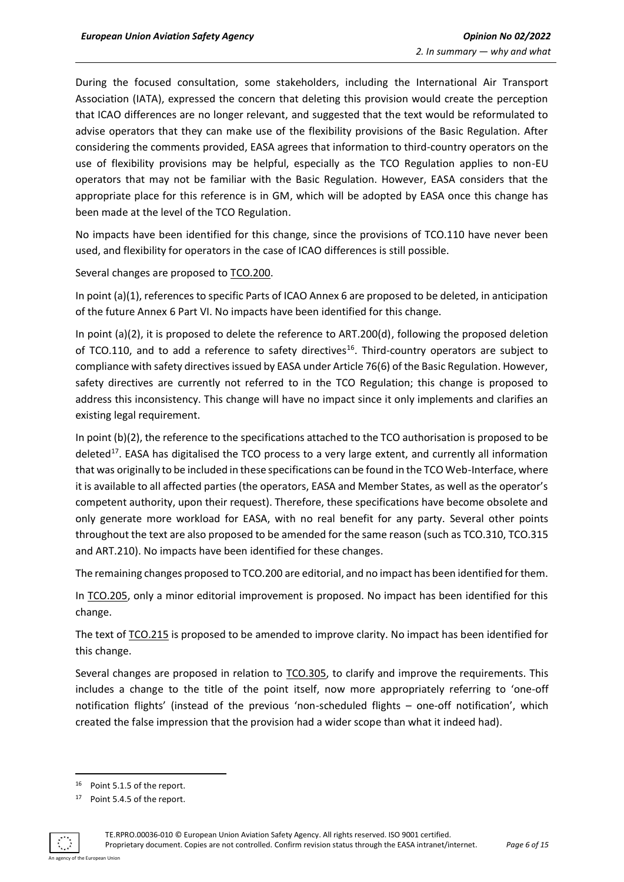During the focused consultation, some stakeholders, including the International Air Transport Association (IATA), expressed the concern that deleting this provision would create the perception that ICAO differences are no longer relevant, and suggested that the text would be reformulated to advise operators that they can make use of the flexibility provisions of the Basic Regulation. After considering the comments provided, EASA agrees that information to third-country operators on the use of flexibility provisions may be helpful, especially as the TCO Regulation applies to non-EU operators that may not be familiar with the Basic Regulation. However, EASA considers that the appropriate place for this reference is in GM, which will be adopted by EASA once this change has been made at the level of the TCO Regulation.

No impacts have been identified for this change, since the provisions of TCO.110 have never been used, and flexibility for operators in the case of ICAO differences is still possible.

Several changes are proposed to TCO.200.

In point (a)(1), references to specific Parts of ICAO Annex 6 are proposed to be deleted, in anticipation of the future Annex 6 Part VI. No impacts have been identified for this change.

In point (a)(2), it is proposed to delete the reference to ART.200(d), following the proposed deletion of TCO.110, and to add a reference to safety directives[16]. Third-country operators are subject to compliance with safety directives issued by EASA under Article 76(6) of the Basic Regulation. However, safety directives are currently not referred to in the TCO Regulation; this change is proposed to address this inconsistency. This change will have no impact since it only implements and clarifies an existing legal requirement.

In point (b)(2), the reference to the specifications attached to the TCO authorisation is proposed to be deleted[17]. EASA has digitalised the TCO process to a very large extent, and currently all information that was originally to be included in these specifications can be found in the TCO Web-Interface, where it is available to all affected parties (the operators, EASA and Member States, as well as the operator's competent authority, upon their request). Therefore, these specifications have become obsolete and only generate more workload for EASA, with no real benefit for any party. Several other points throughout the text are also proposed to be amended for the same reason (such as TCO.310, TCO.315 and ART.210). No impacts have been identified for these changes.

The remaining changes proposed to TCO.200 are editorial, and no impact has been identified for them.

In TCO.205, only a minor editorial improvement is proposed. No impact has been identified for this change.

The text of TCO.215 is proposed to be amended to improve clarity. No impact has been identified for this change.

Several changes are proposed in relation to TCO.305, to clarify and improve the requirements. This includes a change to the title of the point itself, now more appropriately referring to 'one-off notification flights' (instead of the previous 'non-scheduled flights – one-off notification', which created the false impression that the provision had a wider scope than what it indeed had).

[16] Point 5.1.5 of the report.

[17] Point 5.4.5 of the report.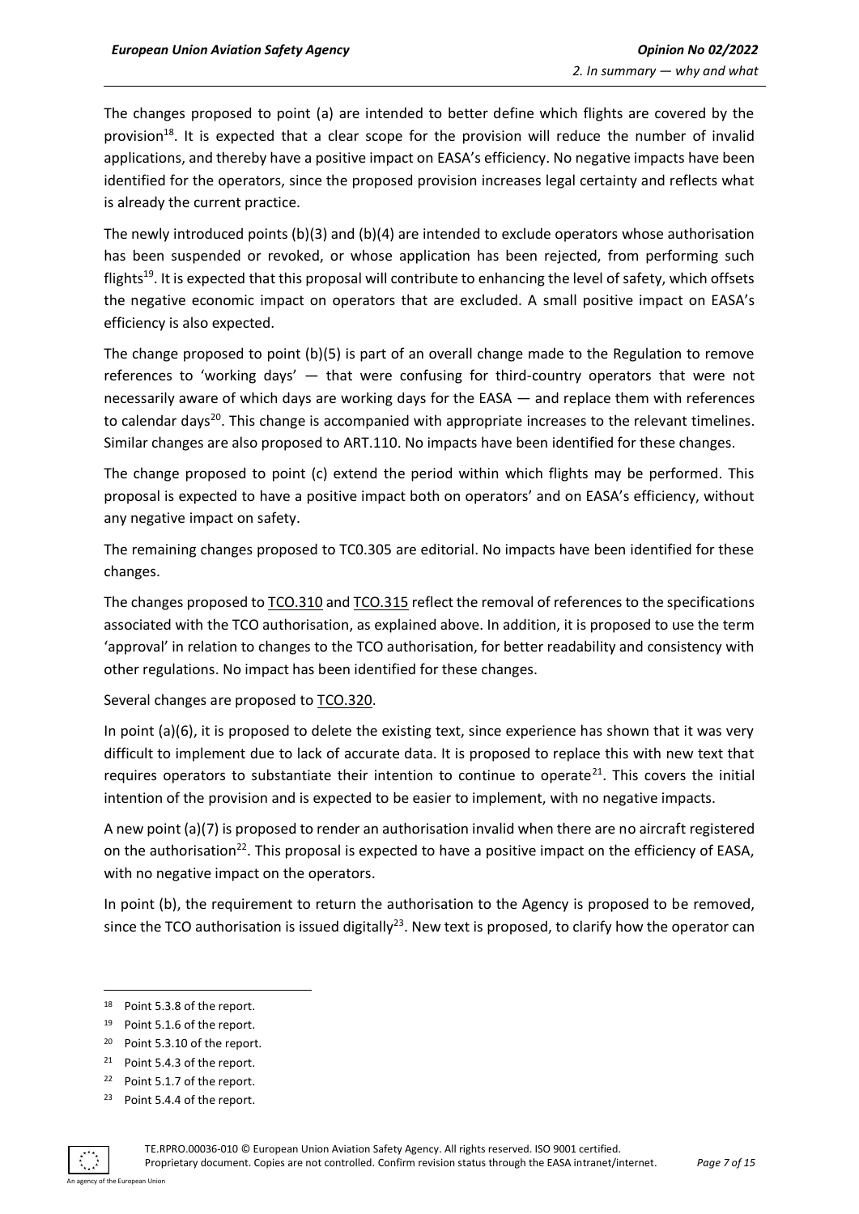The changes proposed to point (a) are intended to better define which flights are covered by the provision[18]. It is expected that a clear scope for the provision will reduce the number of invalid applications, and thereby have a positive impact on EASA's efficiency. No negative impacts have been identified for the operators, since the proposed provision increases legal certainty and reflects what is already the current practice.

The newly introduced points (b)(3) and (b)(4) are intended to exclude operators whose authorisation has been suspended or revoked, or whose application has been rejected, from performing such flights[19]. It is expected that this proposal will contribute to enhancing the level of safety, which offsets the negative economic impact on operators that are excluded. A small positive impact on EASA's efficiency is also expected.

The change proposed to point (b)(5) is part of an overall change made to the Regulation to remove references to 'working days' — that were confusing for third-country operators that were not necessarily aware of which days are working days for the EASA — and replace them with references to calendar days[20]. This change is accompanied with appropriate increases to the relevant timelines. Similar changes are also proposed to ART.110. No impacts have been identified for these changes.

The change proposed to point (c) extend the period within which flights may be performed. This proposal is expected to have a positive impact both on operators' and on EASA's efficiency, without any negative impact on safety.

The remaining changes proposed to TC0.305 are editorial. No impacts have been identified for these changes.

The changes proposed to TCO.310 and TCO.315 reflect the removal of references to the specifications associated with the TCO authorisation, as explained above. In addition, it is proposed to use the term 'approval' in relation to changes to the TCO authorisation, for better readability and consistency with other regulations. No impact has been identified for these changes.

Several changes are proposed to TCO.320.

In point (a)(6), it is proposed to delete the existing text, since experience has shown that it was very difficult to implement due to lack of accurate data. It is proposed to replace this with new text that requires operators to substantiate their intention to continue to operate[21]. This covers the initial intention of the provision and is expected to be easier to implement, with no negative impacts.

A new point (a)(7) is proposed to render an authorisation invalid when there are no aircraft registered on the authorisation[22]. This proposal is expected to have a positive impact on the efficiency of EASA, with no negative impact on the operators.

In point (b), the requirement to return the authorisation to the Agency is proposed to be removed, since the TCO authorisation is issued digitally[23]. New text is proposed, to clarify how the operator can

[18] Point 5.3.8 of the report.

[19] Point 5.1.6 of the report.

[20] Point 5.3.10 of the report.

[21] Point 5.4.3 of the report.

[22] Point 5.1.7 of the report.

[23] Point 5.4.4 of the report.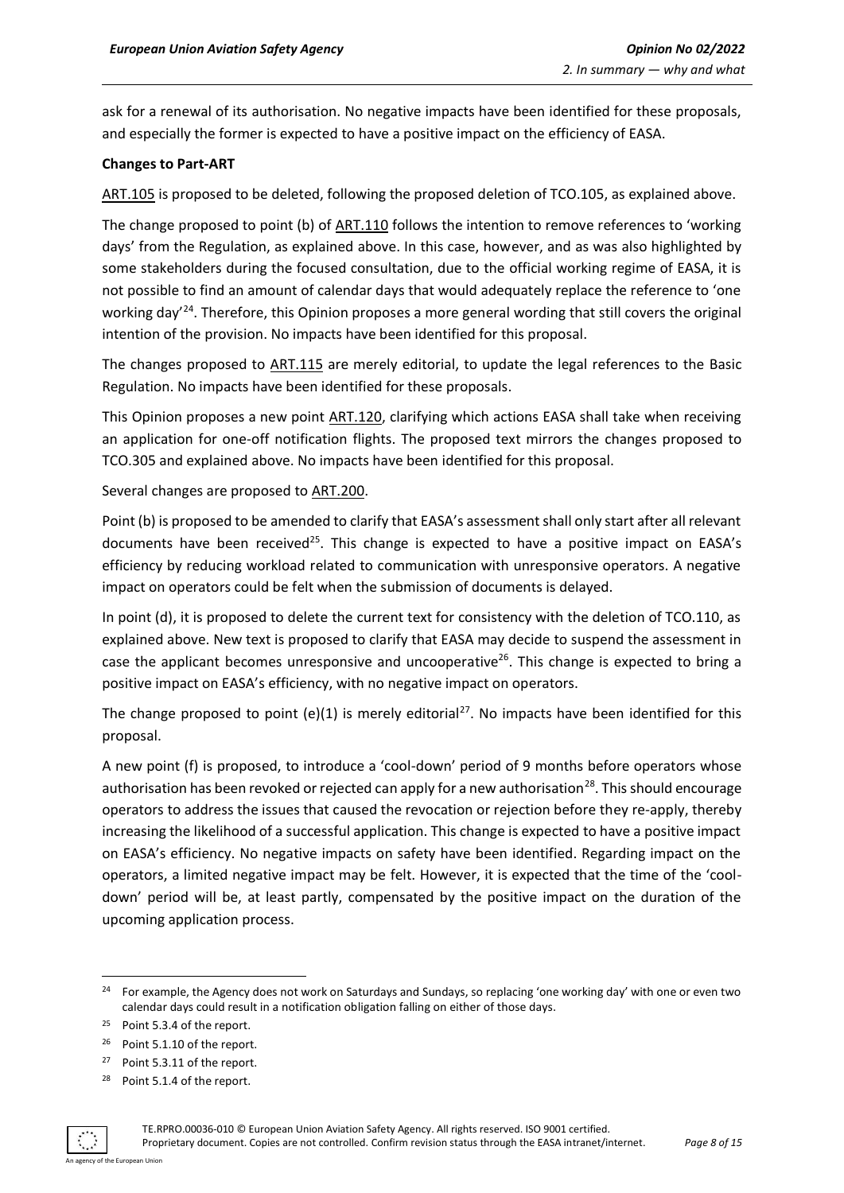ask for a renewal of its authorisation. No negative impacts have been identified for these proposals, and especially the former is expected to have a positive impact on the efficiency of EASA.

**Changes to Part-ART**

ART.105 is proposed to be deleted, following the proposed deletion of TCO.105, as explained above.

The change proposed to point (b) of ART.110 follows the intention to remove references to 'working days' from the Regulation, as explained above. In this case, however, and as was also highlighted by some stakeholders during the focused consultation, due to the official working regime of EASA, it is not possible to find an amount of calendar days that would adequately replace the reference to 'one working day'[24]. Therefore, this Opinion proposes a more general wording that still covers the original intention of the provision. No impacts have been identified for this proposal.

The changes proposed to ART.115 are merely editorial, to update the legal references to the Basic Regulation. No impacts have been identified for these proposals.

This Opinion proposes a new point ART.120, clarifying which actions EASA shall take when receiving an application for one-off notification flights. The proposed text mirrors the changes proposed to TCO.305 and explained above. No impacts have been identified for this proposal.

Several changes are proposed to ART.200.

Point (b) is proposed to be amended to clarify that EASA's assessment shall only start after all relevant documents have been received[25]. This change is expected to have a positive impact on EASA's efficiency by reducing workload related to communication with unresponsive operators. A negative impact on operators could be felt when the submission of documents is delayed.

In point (d), it is proposed to delete the current text for consistency with the deletion of TCO.110, as explained above. New text is proposed to clarify that EASA may decide to suspend the assessment in case the applicant becomes unresponsive and uncooperative[26]. This change is expected to bring a positive impact on EASA's efficiency, with no negative impact on operators.

The change proposed to point (e)(1) is merely editorial[27]. No impacts have been identified for this proposal.

A new point (f) is proposed, to introduce a 'cool-down' period of 9 months before operators whose authorisation has been revoked or rejected can apply for a new authorisation[28]. This should encourage operators to address the issues that caused the revocation or rejection before they re-apply, thereby increasing the likelihood of a successful application. This change is expected to have a positive impact on EASA's efficiency. No negative impacts on safety have been identified. Regarding impact on the operators, a limited negative impact may be felt. However, it is expected that the time of the 'cool-down' period will be, at least partly, compensated by the positive impact on the duration of the upcoming application process.

---

[24] For example, the Agency does not work on Saturdays and Sundays, so replacing 'one working day' with one or even two calendar days could result in a notification obligation falling on either of those days.

[25] Point 5.3.4 of the report.

[26] Point 5.1.10 of the report.

[27] Point 5.3.11 of the report.

[28] Point 5.1.4 of the report.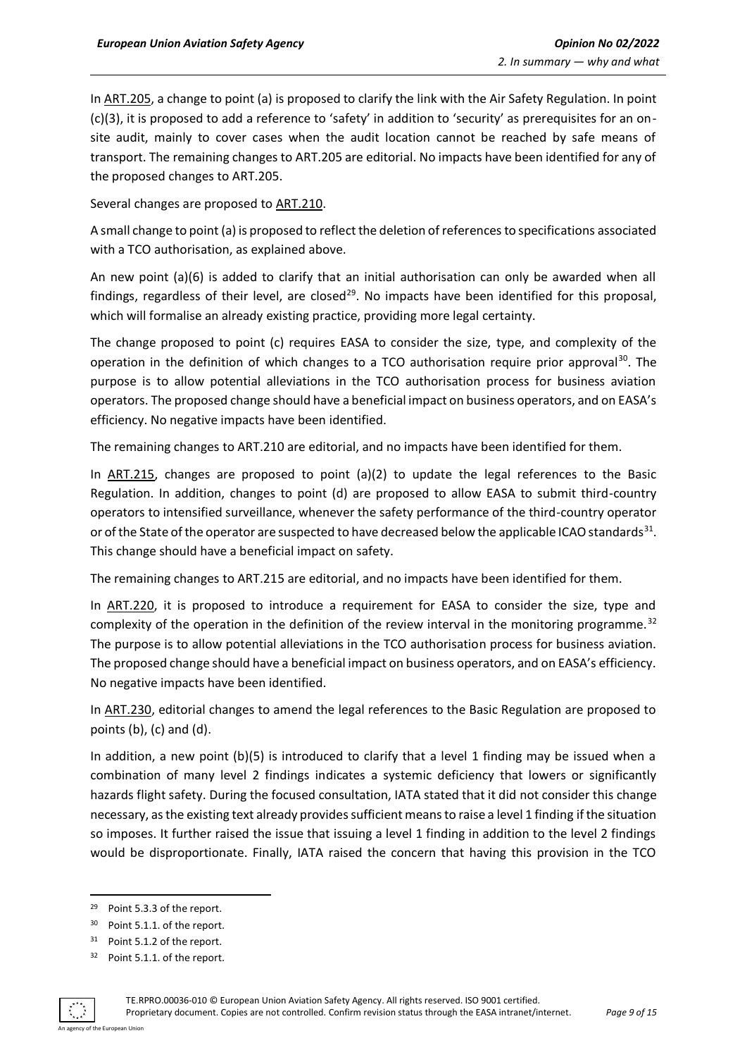In ART.205, a change to point (a) is proposed to clarify the link with the Air Safety Regulation. In point (c)(3), it is proposed to add a reference to 'safety' in addition to 'security' as prerequisites for an on-site audit, mainly to cover cases when the audit location cannot be reached by safe means of transport. The remaining changes to ART.205 are editorial. No impacts have been identified for any of the proposed changes to ART.205.

Several changes are proposed to ART.210.

A small change to point (a) is proposed to reflect the deletion of references to specifications associated with a TCO authorisation, as explained above.

An new point (a)(6) is added to clarify that an initial authorisation can only be awarded when all findings, regardless of their level, are closed[29]. No impacts have been identified for this proposal, which will formalise an already existing practice, providing more legal certainty.

The change proposed to point (c) requires EASA to consider the size, type, and complexity of the operation in the definition of which changes to a TCO authorisation require prior approval[30]. The purpose is to allow potential alleviations in the TCO authorisation process for business aviation operators. The proposed change should have a beneficial impact on business operators, and on EASA's efficiency. No negative impacts have been identified.

The remaining changes to ART.210 are editorial, and no impacts have been identified for them.

In ART.215, changes are proposed to point (a)(2) to update the legal references to the Basic Regulation. In addition, changes to point (d) are proposed to allow EASA to submit third-country operators to intensified surveillance, whenever the safety performance of the third-country operator or of the State of the operator are suspected to have decreased below the applicable ICAO standards[31]. This change should have a beneficial impact on safety.

The remaining changes to ART.215 are editorial, and no impacts have been identified for them.

In ART.220, it is proposed to introduce a requirement for EASA to consider the size, type and complexity of the operation in the definition of the review interval in the monitoring programme.[32] The purpose is to allow potential alleviations in the TCO authorisation process for business aviation. The proposed change should have a beneficial impact on business operators, and on EASA's efficiency. No negative impacts have been identified.

In ART.230, editorial changes to amend the legal references to the Basic Regulation are proposed to points (b), (c) and (d).

In addition, a new point (b)(5) is introduced to clarify that a level 1 finding may be issued when a combination of many level 2 findings indicates a systemic deficiency that lowers or significantly hazards flight safety. During the focused consultation, IATA stated that it did not consider this change necessary, as the existing text already provides sufficient means to raise a level 1 finding if the situation so imposes. It further raised the issue that issuing a level 1 finding in addition to the level 2 findings would be disproportionate. Finally, IATA raised the concern that having this provision in the TCO

---

[29] Point 5.3.3 of the report.

[30] Point 5.1.1. of the report.

[31] Point 5.1.2 of the report.

[32] Point 5.1.1. of the report.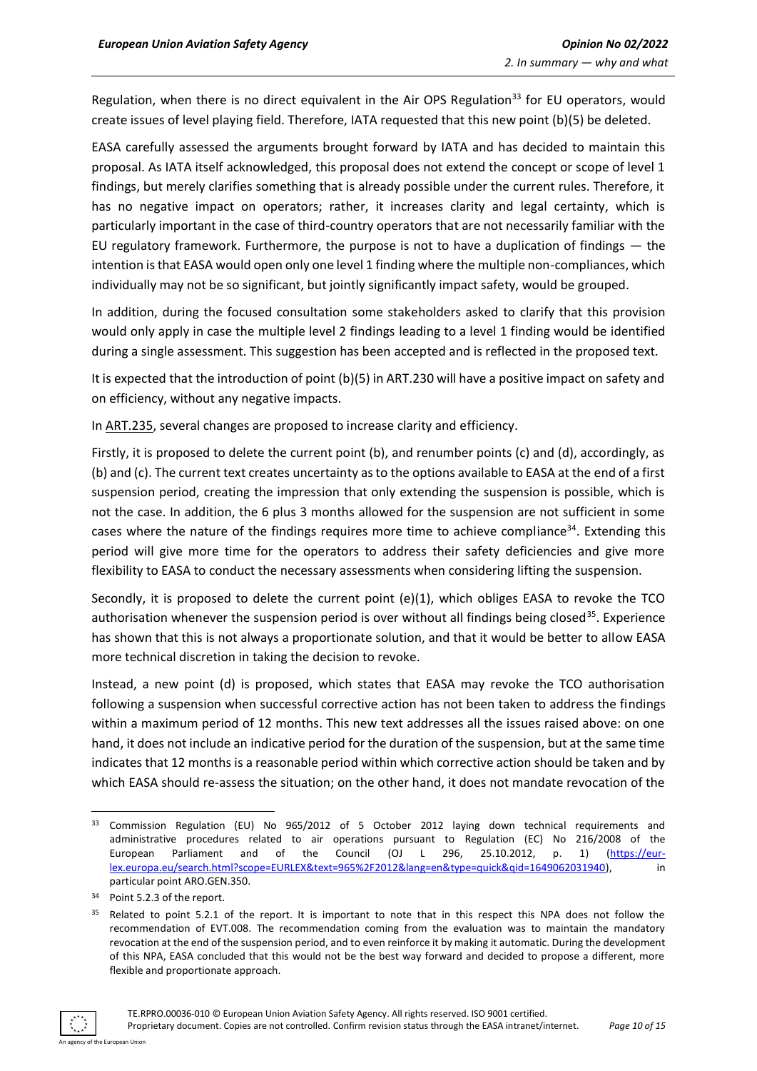Regulation, when there is no direct equivalent in the Air OPS Regulation[33] for EU operators, would create issues of level playing field. Therefore, IATA requested that this new point (b)(5) be deleted.

EASA carefully assessed the arguments brought forward by IATA and has decided to maintain this proposal. As IATA itself acknowledged, this proposal does not extend the concept or scope of level 1 findings, but merely clarifies something that is already possible under the current rules. Therefore, it has no negative impact on operators; rather, it increases clarity and legal certainty, which is particularly important in the case of third-country operators that are not necessarily familiar with the EU regulatory framework. Furthermore, the purpose is not to have a duplication of findings — the intention is that EASA would open only one level 1 finding where the multiple non-compliances, which individually may not be so significant, but jointly significantly impact safety, would be grouped.

In addition, during the focused consultation some stakeholders asked to clarify that this provision would only apply in case the multiple level 2 findings leading to a level 1 finding would be identified during a single assessment. This suggestion has been accepted and is reflected in the proposed text.

It is expected that the introduction of point (b)(5) in ART.230 will have a positive impact on safety and on efficiency, without any negative impacts.

In ART.235, several changes are proposed to increase clarity and efficiency.

Firstly, it is proposed to delete the current point (b), and renumber points (c) and (d), accordingly, as (b) and (c). The current text creates uncertainty as to the options available to EASA at the end of a first suspension period, creating the impression that only extending the suspension is possible, which is not the case. In addition, the 6 plus 3 months allowed for the suspension are not sufficient in some cases where the nature of the findings requires more time to achieve compliance[34]. Extending this period will give more time for the operators to address their safety deficiencies and give more flexibility to EASA to conduct the necessary assessments when considering lifting the suspension.

Secondly, it is proposed to delete the current point (e)(1), which obliges EASA to revoke the TCO authorisation whenever the suspension period is over without all findings being closed[35]. Experience has shown that this is not always a proportionate solution, and that it would be better to allow EASA more technical discretion in taking the decision to revoke.

Instead, a new point (d) is proposed, which states that EASA may revoke the TCO authorisation following a suspension when successful corrective action has not been taken to address the findings within a maximum period of 12 months. This new text addresses all the issues raised above: on one hand, it does not include an indicative period for the duration of the suspension, but at the same time indicates that 12 months is a reasonable period within which corrective action should be taken and by which EASA should re-assess the situation; on the other hand, it does not mandate revocation of the

---

[33] Commission Regulation (EU) No 965/2012 of 5 October 2012 laying down technical requirements and administrative procedures related to air operations pursuant to Regulation (EC) No 216/2008 of the European Parliament and of the Council (OJ L 296, 25.10.2012, p. 1) (https://eur-lex.europa.eu/search.html?scope=EURLEX&text=965%2F2012&lang=en&type=quick&qid=1649062031940), in particular point ARO.GEN.350.

[34] Point 5.2.3 of the report.

[35] Related to point 5.2.1 of the report. It is important to note that in this respect this NPA does not follow the recommendation of EVT.008. The recommendation coming from the evaluation was to maintain the mandatory revocation at the end of the suspension period, and to even reinforce it by making it automatic. During the development of this NPA, EASA concluded that this would not be the best way forward and decided to propose a different, more flexible and proportionate approach.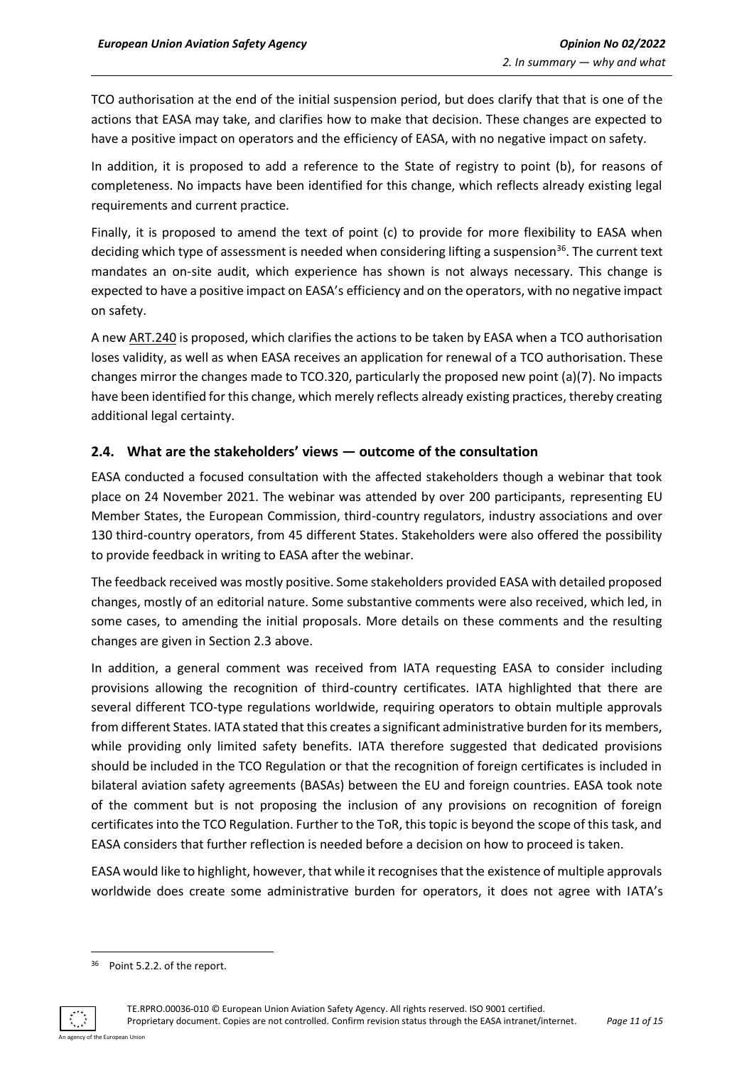TCO authorisation at the end of the initial suspension period, but does clarify that that is one of the actions that EASA may take, and clarifies how to make that decision. These changes are expected to have a positive impact on operators and the efficiency of EASA, with no negative impact on safety.

In addition, it is proposed to add a reference to the State of registry to point (b), for reasons of completeness. No impacts have been identified for this change, which reflects already existing legal requirements and current practice.

Finally, it is proposed to amend the text of point (c) to provide for more flexibility to EASA when deciding which type of assessment is needed when considering lifting a suspension[36]. The current text mandates an on-site audit, which experience has shown is not always necessary. This change is expected to have a positive impact on EASA's efficiency and on the operators, with no negative impact on safety.

A new ART.240 is proposed, which clarifies the actions to be taken by EASA when a TCO authorisation loses validity, as well as when EASA receives an application for renewal of a TCO authorisation. These changes mirror the changes made to TCO.320, particularly the proposed new point (a)(7). No impacts have been identified for this change, which merely reflects already existing practices, thereby creating additional legal certainty.

## 2.4. What are the stakeholders' views — outcome of the consultation

EASA conducted a focused consultation with the affected stakeholders though a webinar that took place on 24 November 2021. The webinar was attended by over 200 participants, representing EU Member States, the European Commission, third-country regulators, industry associations and over 130 third-country operators, from 45 different States. Stakeholders were also offered the possibility to provide feedback in writing to EASA after the webinar.

The feedback received was mostly positive. Some stakeholders provided EASA with detailed proposed changes, mostly of an editorial nature. Some substantive comments were also received, which led, in some cases, to amending the initial proposals. More details on these comments and the resulting changes are given in Section 2.3 above.

In addition, a general comment was received from IATA requesting EASA to consider including provisions allowing the recognition of third-country certificates. IATA highlighted that there are several different TCO-type regulations worldwide, requiring operators to obtain multiple approvals from different States. IATA stated that this creates a significant administrative burden for its members, while providing only limited safety benefits. IATA therefore suggested that dedicated provisions should be included in the TCO Regulation or that the recognition of foreign certificates is included in bilateral aviation safety agreements (BASAs) between the EU and foreign countries. EASA took note of the comment but is not proposing the inclusion of any provisions on recognition of foreign certificates into the TCO Regulation. Further to the ToR, this topic is beyond the scope of this task, and EASA considers that further reflection is needed before a decision on how to proceed is taken.

EASA would like to highlight, however, that while it recognises that the existence of multiple approvals worldwide does create some administrative burden for operators, it does not agree with IATA's

[36] Point 5.2.2. of the report.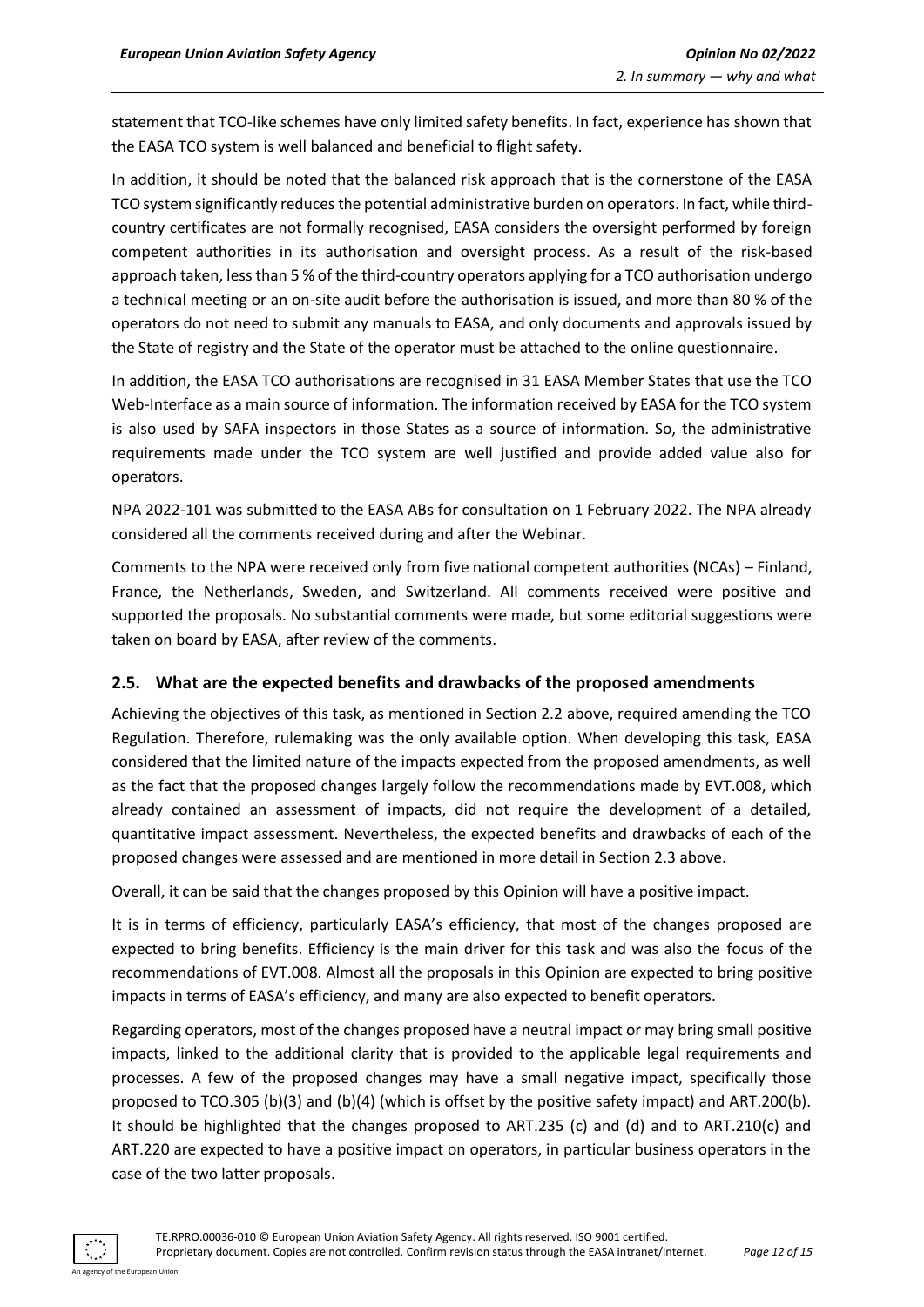statement that TCO-like schemes have only limited safety benefits. In fact, experience has shown that the EASA TCO system is well balanced and beneficial to flight safety.

In addition, it should be noted that the balanced risk approach that is the cornerstone of the EASA TCO system significantly reduces the potential administrative burden on operators. In fact, while third-country certificates are not formally recognised, EASA considers the oversight performed by foreign competent authorities in its authorisation and oversight process. As a result of the risk-based approach taken, less than 5 % of the third-country operators applying for a TCO authorisation undergo a technical meeting or an on-site audit before the authorisation is issued, and more than 80 % of the operators do not need to submit any manuals to EASA, and only documents and approvals issued by the State of registry and the State of the operator must be attached to the online questionnaire.

In addition, the EASA TCO authorisations are recognised in 31 EASA Member States that use the TCO Web-Interface as a main source of information. The information received by EASA for the TCO system is also used by SAFA inspectors in those States as a source of information. So, the administrative requirements made under the TCO system are well justified and provide added value also for operators.

NPA 2022-101 was submitted to the EASA ABs for consultation on 1 February 2022. The NPA already considered all the comments received during and after the Webinar.

Comments to the NPA were received only from five national competent authorities (NCAs) – Finland, France, the Netherlands, Sweden, and Switzerland. All comments received were positive and supported the proposals. No substantial comments were made, but some editorial suggestions were taken on board by EASA, after review of the comments.

## 2.5. What are the expected benefits and drawbacks of the proposed amendments

Achieving the objectives of this task, as mentioned in Section 2.2 above, required amending the TCO Regulation. Therefore, rulemaking was the only available option. When developing this task, EASA considered that the limited nature of the impacts expected from the proposed amendments, as well as the fact that the proposed changes largely follow the recommendations made by EVT.008, which already contained an assessment of impacts, did not require the development of a detailed, quantitative impact assessment. Nevertheless, the expected benefits and drawbacks of each of the proposed changes were assessed and are mentioned in more detail in Section 2.3 above.

Overall, it can be said that the changes proposed by this Opinion will have a positive impact.

It is in terms of efficiency, particularly EASA's efficiency, that most of the changes proposed are expected to bring benefits. Efficiency is the main driver for this task and was also the focus of the recommendations of EVT.008. Almost all the proposals in this Opinion are expected to bring positive impacts in terms of EASA's efficiency, and many are also expected to benefit operators.

Regarding operators, most of the changes proposed have a neutral impact or may bring small positive impacts, linked to the additional clarity that is provided to the applicable legal requirements and processes. A few of the proposed changes may have a small negative impact, specifically those proposed to TCO.305 (b)(3) and (b)(4) (which is offset by the positive safety impact) and ART.200(b). It should be highlighted that the changes proposed to ART.235 (c) and (d) and to ART.210(c) and ART.220 are expected to have a positive impact on operators, in particular business operators in the case of the two latter proposals.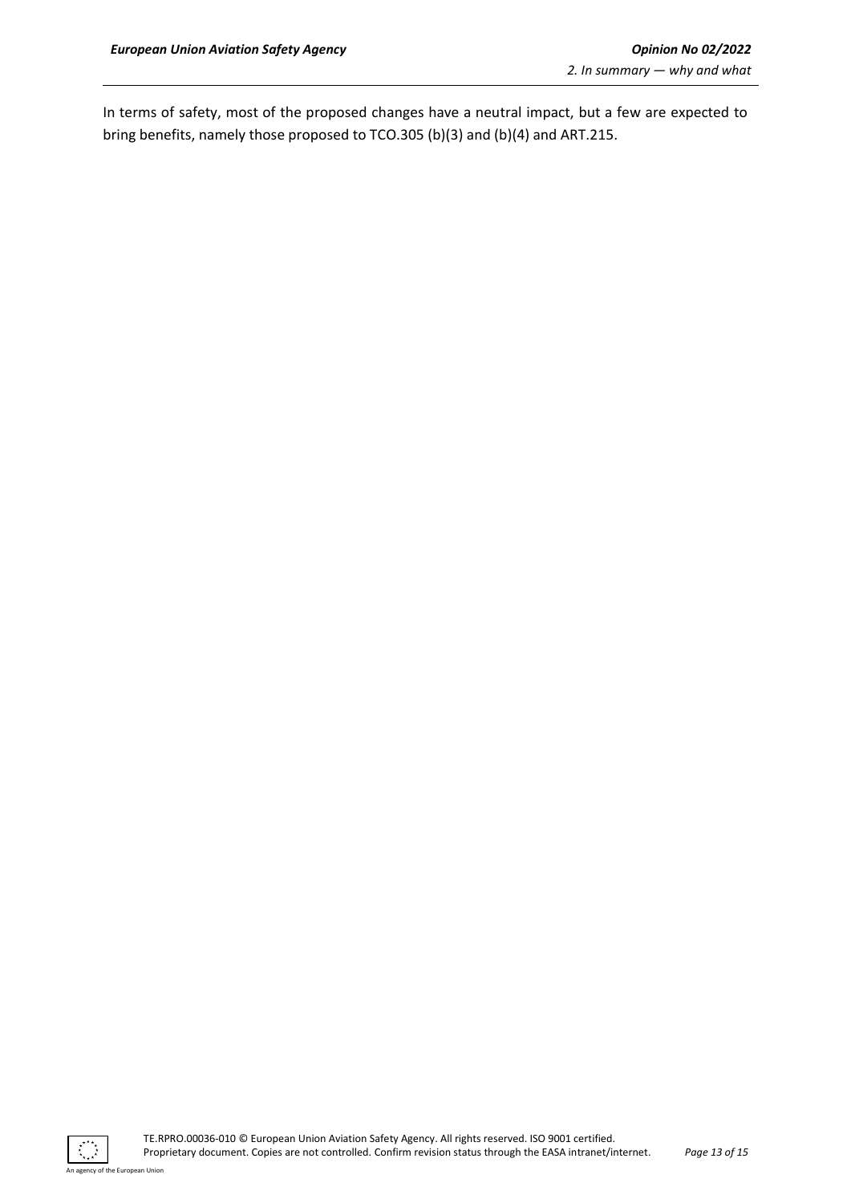In terms of safety, most of the proposed changes have a neutral impact, but a few are expected to bring benefits, namely those proposed to TCO.305 (b)(3) and (b)(4) and ART.215.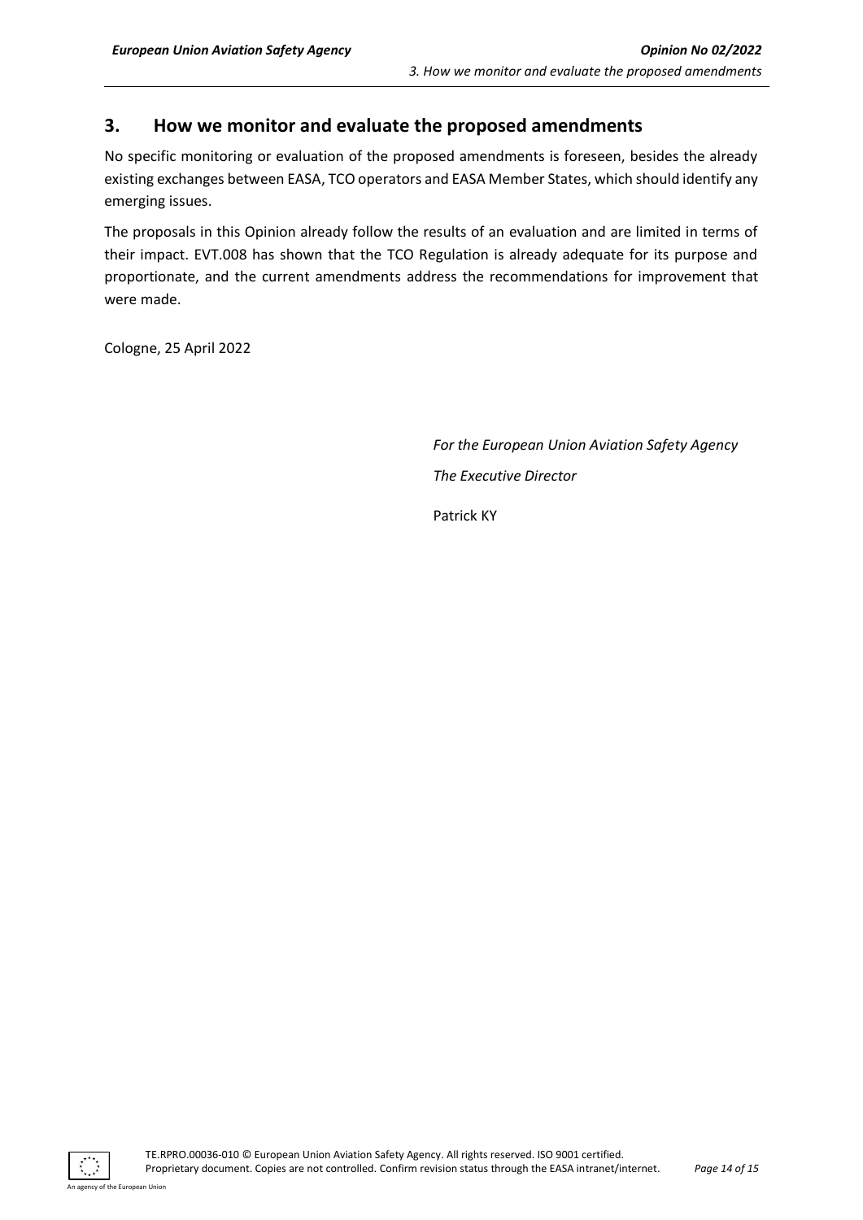## 3. How we monitor and evaluate the proposed amendments

No specific monitoring or evaluation of the proposed amendments is foreseen, besides the already existing exchanges between EASA, TCO operators and EASA Member States, which should identify any emerging issues.

The proposals in this Opinion already follow the results of an evaluation and are limited in terms of their impact. EVT.008 has shown that the TCO Regulation is already adequate for its purpose and proportionate, and the current amendments address the recommendations for improvement that were made.

Cologne, 25 April 2022

*For the European Union Aviation Safety Agency*

*The Executive Director*

Patrick KY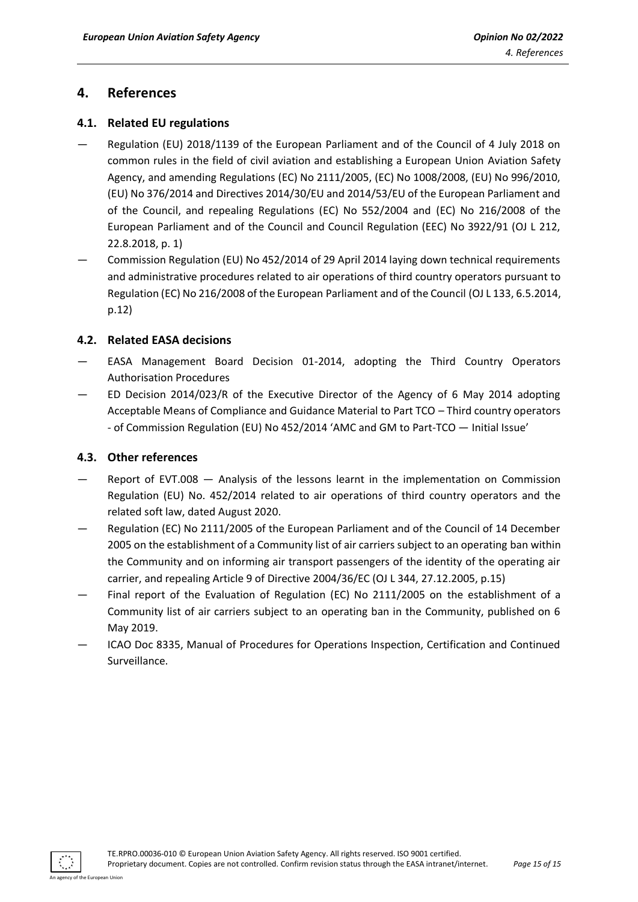# 4. References

## 4.1. Related EU regulations

- Regulation (EU) 2018/1139 of the European Parliament and of the Council of 4 July 2018 on common rules in the field of civil aviation and establishing a European Union Aviation Safety Agency, and amending Regulations (EC) No 2111/2005, (EC) No 1008/2008, (EU) No 996/2010, (EU) No 376/2014 and Directives 2014/30/EU and 2014/53/EU of the European Parliament and of the Council, and repealing Regulations (EC) No 552/2004 and (EC) No 216/2008 of the European Parliament and of the Council and Council Regulation (EEC) No 3922/91 (OJ L 212, 22.8.2018, p. 1)
- Commission Regulation (EU) No 452/2014 of 29 April 2014 laying down technical requirements and administrative procedures related to air operations of third country operators pursuant to Regulation (EC) No 216/2008 of the European Parliament and of the Council (OJ L 133, 6.5.2014, p.12)

## 4.2. Related EASA decisions

- EASA Management Board Decision 01-2014, adopting the Third Country Operators Authorisation Procedures
- ED Decision 2014/023/R of the Executive Director of the Agency of 6 May 2014 adopting Acceptable Means of Compliance and Guidance Material to Part TCO – Third country operators - of Commission Regulation (EU) No 452/2014 'AMC and GM to Part-TCO — Initial Issue'

## 4.3. Other references

- Report of EVT.008 — Analysis of the lessons learnt in the implementation on Commission Regulation (EU) No. 452/2014 related to air operations of third country operators and the related soft law, dated August 2020.
- Regulation (EC) No 2111/2005 of the European Parliament and of the Council of 14 December 2005 on the establishment of a Community list of air carriers subject to an operating ban within the Community and on informing air transport passengers of the identity of the operating air carrier, and repealing Article 9 of Directive 2004/36/EC (OJ L 344, 27.12.2005, p.15)
- Final report of the Evaluation of Regulation (EC) No 2111/2005 on the establishment of a Community list of air carriers subject to an operating ban in the Community, published on 6 May 2019.
- ICAO Doc 8335, Manual of Procedures for Operations Inspection, Certification and Continued Surveillance.